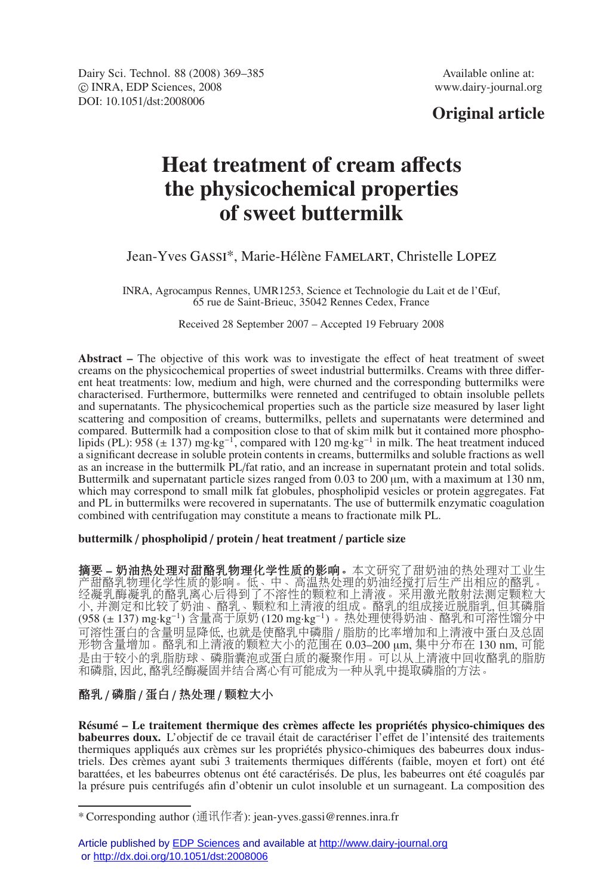Dairy Sci. Technol. 88 (2008) 369–385
© INRA, EDP Sciences, 2008
DOI: 10.1051/dst:2008006

Available online at:
www.dairy-journal.org

**Original article**

# Heat treatment of cream affects the physicochemical properties of sweet buttermilk

Jean-Yves Gassi*, Marie-Hélène Famelart, Christelle Lopez

INRA, Agrocampus Rennes, UMR1253, Science et Technologie du Lait et de l'Œuf, 65 rue de Saint-Brieuc, 35042 Rennes Cedex, France

Received 28 September 2007 – Accepted 19 February 2008

**Abstract –** The objective of this work was to investigate the effect of heat treatment of sweet creams on the physicochemical properties of sweet industrial buttermilks. Creams with three different heat treatments: low, medium and high, were churned and the corresponding buttermilks were characterised. Furthermore, buttermilks were renneted and centrifuged to obtain insoluble pellets and supernatants. The physicochemical properties such as the particle size measured by laser light scattering and composition of creams, buttermilks, pellets and supernatants were determined and compared. Buttermilk had a composition close to that of skim milk but it contained more phospholipids (PL): 958 (± 137) $mg \cdot kg^{-1}$, compared with 120 $mg \cdot kg^{-1}$ in milk. The heat treatment induced a significant decrease in soluble protein contents in creams, buttermilks and soluble fractions as well as an increase in the buttermilk PL/fat ratio, and an increase in supernatant protein and total solids. Buttermilk and supernatant particle sizes ranged from 0.03 to 200 μm, with a maximum at 130 nm, which may correspond to small milk fat globules, phospholipid vesicles or protein aggregates. Fat and PL in buttermilks were recovered in supernatants. The use of buttermilk enzymatic coagulation combined with centrifugation may constitute a means to fractionate milk PL.

**buttermilk / phospholipid / protein / heat treatment / particle size**

**摘要 – 奶油热处理对甜酪乳物理化学性质的影响。**本文研究了甜奶油的热处理对工业生产甜酪乳物理化学性质的影响。低、中、高温热处理的奶油经搅打后生产出相应的酪乳。经凝乳酶凝乳的酪乳离心后得到了不溶性的颗粒和上清液。采用激光散射法测定颗粒大小,并测定和比较了奶油、酪乳、颗粒和上清液的组成。酪乳的组成接近脱脂乳,但其磷脂(958 (± 137) $mg \cdot kg^{-1}$) 含量高于原奶 (120 $mg \cdot kg^{-1}$)。热处理使得奶油、酪乳和可溶性馏分中可溶性蛋白的含量明显降低,也就是使酪乳中磷脂/脂肪的比率增加和上清液中蛋白及总固形物含量增加。酪乳和上清液的颗粒大小的范围在 0.03–200 μm,集中分布在 130 nm,可能是由于较小的乳脂肪球、磷脂囊泡或蛋白质的凝聚作用。可以从上清液中回收酪乳的脂肪和磷脂,因此,酪乳经酶凝固并结合离心有可能成为一种从乳中提取磷脂的方法。

**酪乳 / 磷脂 / 蛋白 / 热处理 / 颗粒大小**

**Résumé – Le traitement thermique des crèmes affecte les propriétés physico-chimiques des babeurres doux.** L'objectif de ce travail était de caractériser l'effet de l'intensité des traitements thermiques appliqués aux crèmes sur les propriétés physico-chimiques des babeurres doux industriels. Des crèmes ayant subi 3 traitements thermiques différents (faible, moyen et fort) ont été barattées, et les babeurres obtenus ont été caractérisés. De plus, les babeurres ont été coagulés par la présure puis centrifugés afin d'obtenir un culot insoluble et un surnageant. La composition des

* Corresponding author (通讯作者): jean-yves.gassi@rennes.inra.fr

Article published by EDP Sciences and available at http://www.dairy-journal.org or http://dx.doi.org/10.1051/dst:2008006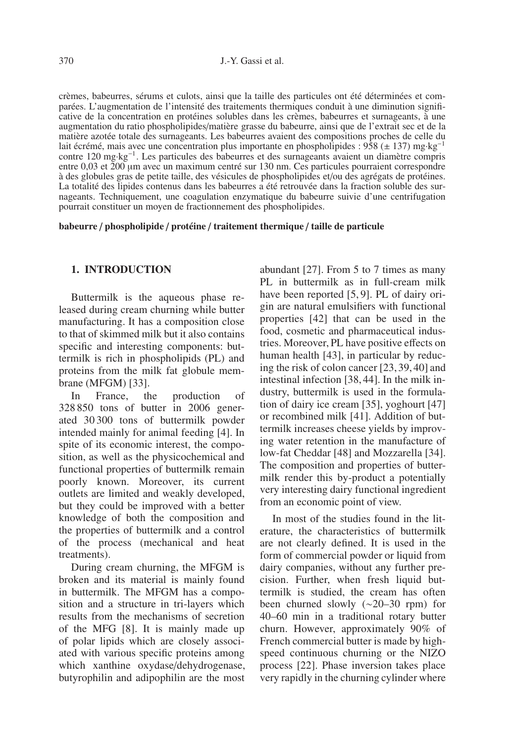crèmes, babeurres, sérums et culots, ainsi que la taille des particules ont été déterminées et comparées. L'augmentation de l'intensité des traitements thermiques conduit à une diminution significative de la concentration en protéines solubles dans les crèmes, babeurres et surnageants, à une augmentation du ratio phospholipides/matière grasse du babeurre, ainsi que de l'extrait sec et de la matière azotée totale des surnageants. Les babeurres avaient des compositions proches de celle du lait écrémé, mais avec une concentration plus importante en phospholipides : 958 (± 137) mg·kg$^{-1}$ contre 120 mg·kg$^{-1}$. Les particules des babeurres et des surnageants avaient un diamètre compris entre 0,03 et 200 µm avec un maximum centré sur 130 nm. Ces particules pourraient correspondre à des globules gras de petite taille, des vésicules de phospholipides et/ou des agrégats de protéines. La totalité des lipides contenus dans les babeurres a été retrouvée dans la fraction soluble des surnageants. Techniquement, une coagulation enzymatique du babeurre suivie d'une centrifugation pourrait constituer un moyen de fractionnement des phospholipides.

**babeurre / phospholipide / protéine / traitement thermique / taille de particule**

## 1. INTRODUCTION

Buttermilk is the aqueous phase released during cream churning while butter manufacturing. It has a composition close to that of skimmed milk but it also contains specific and interesting components: buttermilk is rich in phospholipids (PL) and proteins from the milk fat globule membrane (MFGM) [33].

In France, the production of 328 850 tons of butter in 2006 generated 30 300 tons of buttermilk powder intended mainly for animal feeding [4]. In spite of its economic interest, the composition, as well as the physicochemical and functional properties of buttermilk remain poorly known. Moreover, its current outlets are limited and weakly developed, but they could be improved with a better knowledge of both the composition and the properties of buttermilk and a control of the process (mechanical and heat treatments).

During cream churning, the MFGM is broken and its material is mainly found in buttermilk. The MFGM has a composition and a structure in tri-layers which results from the mechanisms of secretion of the MFG [8]. It is mainly made up of polar lipids which are closely associated with various specific proteins among which xanthine oxydase/dehydrogenase, butyrophilin and adipophilin are the most abundant [27]. From 5 to 7 times as many PL in buttermilk as in full-cream milk have been reported [5, 9]. PL of dairy origin are natural emulsifiers with functional properties [42] that can be used in the food, cosmetic and pharmaceutical industries. Moreover, PL have positive effects on human health [43], in particular by reducing the risk of colon cancer [23, 39, 40] and intestinal infection [38, 44]. In the milk industry, buttermilk is used in the formulation of dairy ice cream [35], yoghourt [47] or recombined milk [41]. Addition of buttermilk increases cheese yields by improving water retention in the manufacture of low-fat Cheddar [48] and Mozzarella [34]. The composition and properties of buttermilk render this by-product a potentially very interesting dairy functional ingredient from an economic point of view.

In most of the studies found in the literature, the characteristics of buttermilk are not clearly defined. It is used in the form of commercial powder or liquid from dairy companies, without any further precision. Further, when fresh liquid buttermilk is studied, the cream has often been churned slowly (~20–30 rpm) for 40–60 min in a traditional rotary butter churn. However, approximately 90% of French commercial butter is made by high-speed continuous churning or the NIZO process [22]. Phase inversion takes place very rapidly in the churning cylinder where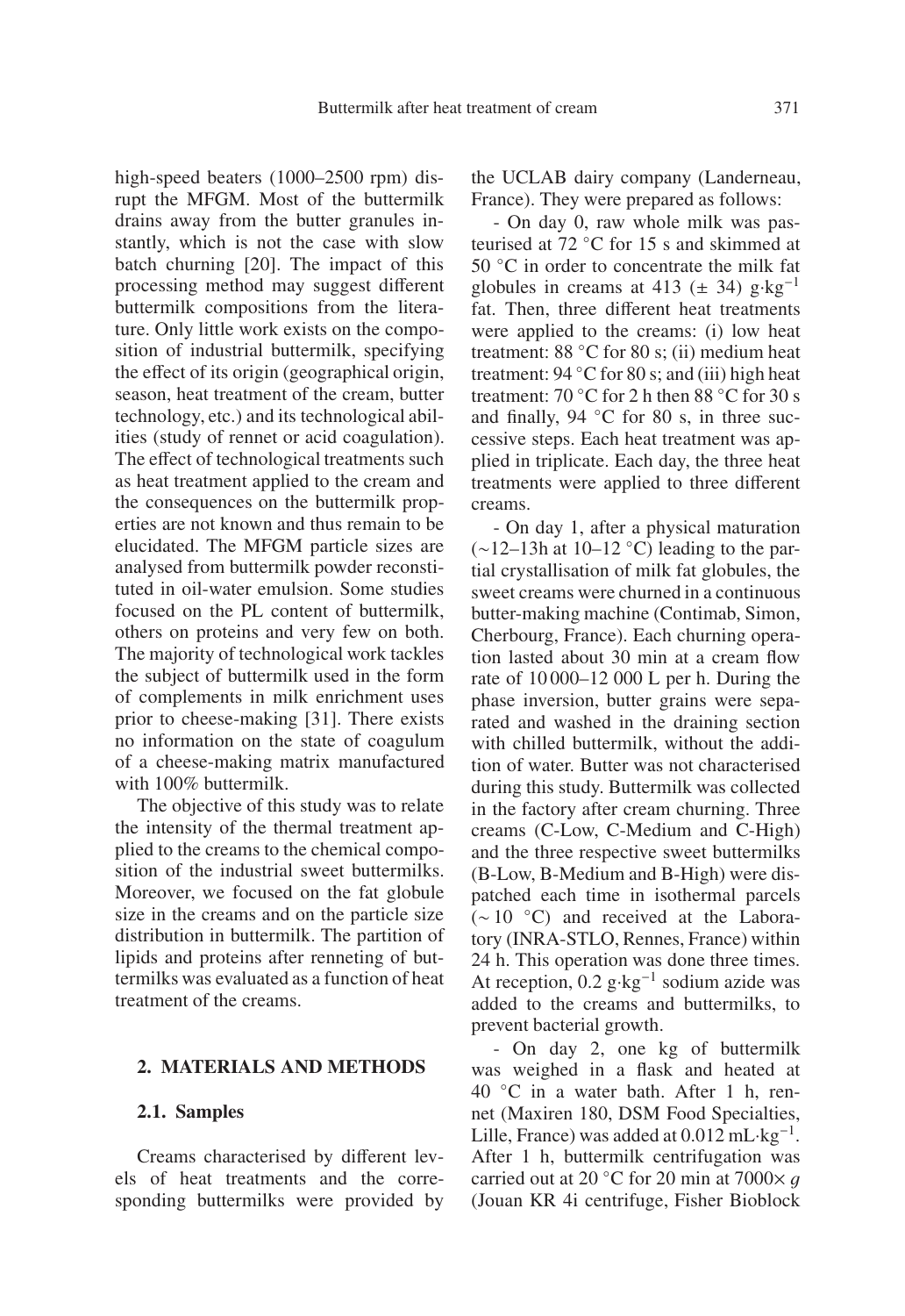high-speed beaters (1000–2500 rpm) disrupt the MFGM. Most of the buttermilk drains away from the butter granules instantly, which is not the case with slow batch churning [20]. The impact of this processing method may suggest different buttermilk compositions from the literature. Only little work exists on the composition of industrial buttermilk, specifying the effect of its origin (geographical origin, season, heat treatment of the cream, butter technology, etc.) and its technological abilities (study of rennet or acid coagulation). The effect of technological treatments such as heat treatment applied to the cream and the consequences on the buttermilk properties are not known and thus remain to be elucidated. The MFGM particle sizes are analysed from buttermilk powder reconstituted in oil-water emulsion. Some studies focused on the PL content of buttermilk, others on proteins and very few on both. The majority of technological work tackles the subject of buttermilk used in the form of complements in milk enrichment uses prior to cheese-making [31]. There exists no information on the state of coagulum of a cheese-making matrix manufactured with 100% buttermilk.

The objective of this study was to relate the intensity of the thermal treatment applied to the creams to the chemical composition of the industrial sweet buttermilks. Moreover, we focused on the fat globule size in the creams and on the particle size distribution in buttermilk. The partition of lipids and proteins after renneting of buttermilks was evaluated as a function of heat treatment of the creams.

## 2. MATERIALS AND METHODS

### 2.1. Samples

Creams characterised by different levels of heat treatments and the corresponding buttermilks were provided by the UCLAB dairy company (Landerneau, France). They were prepared as follows:

- On day 0, raw whole milk was pasteurised at 72 °C for 15 s and skimmed at 50 °C in order to concentrate the milk fat globules in creams at 413 (± 34) $g \cdot kg^{-1}$ fat. Then, three different heat treatments were applied to the creams: (i) low heat treatment: 88 °C for 80 s; (ii) medium heat treatment: 94 °C for 80 s; and (iii) high heat treatment: 70 °C for 2 h then 88 °C for 30 s and finally, 94 °C for 80 s, in three successive steps. Each heat treatment was applied in triplicate. Each day, the three heat treatments were applied to three different creams.

- On day 1, after a physical maturation (~12–13h at 10–12 °C) leading to the partial crystallisation of milk fat globules, the sweet creams were churned in a continuous butter-making machine (Contimab, Simon, Cherbourg, France). Each churning operation lasted about 30 min at a cream flow rate of 10 000–12 000 L per h. During the phase inversion, butter grains were separated and washed in the draining section with chilled buttermilk, without the addition of water. Butter was not characterised during this study. Buttermilk was collected in the factory after cream churning. Three creams (C-Low, C-Medium and C-High) and the three respective sweet buttermilks (B-Low, B-Medium and B-High) were dispatched each time in isothermal parcels (~ 10 °C) and received at the Laboratory (INRA-STLO, Rennes, France) within 24 h. This operation was done three times. At reception, 0.2 $g \cdot kg^{-1}$ sodium azide was added to the creams and buttermilks, to prevent bacterial growth.

- On day 2, one kg of buttermilk was weighed in a flask and heated at 40 °C in a water bath. After 1 h, rennet (Maxiren 180, DSM Food Specialties, Lille, France) was added at 0.012 $mL \cdot kg^{-1}$. After 1 h, buttermilk centrifugation was carried out at 20 °C for 20 min at 7000× $g$ (Jouan KR 4i centrifuge, Fisher Bioblock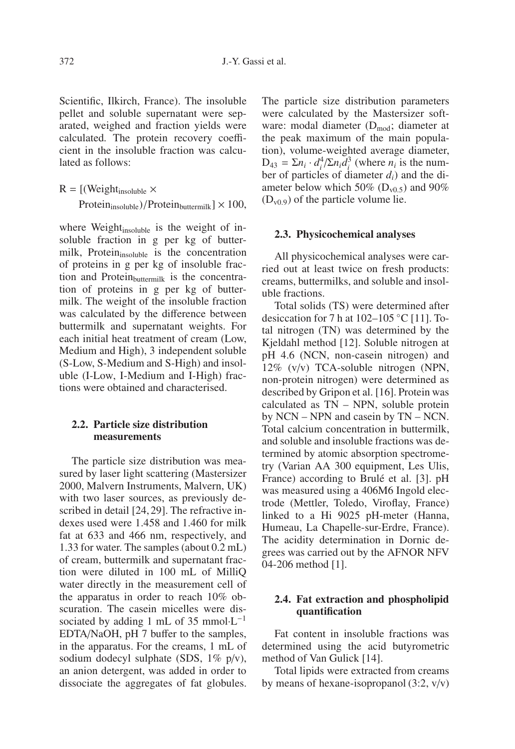Scientific, Ilkirch, France). The insoluble pellet and soluble supernatant were separated, weighed and fraction yields were calculated. The protein recovery coefficient in the insoluble fraction was calculated as follows:

$$R = [(\text{Weight}_{\text{insoluble}} \times \text{Protein}_{\text{insoluble}})/\text{Protein}_{\text{buttermilk}}] \times 100,$$

where $\text{Weight}_{\text{insoluble}}$ is the weight of insoluble fraction in g per kg of buttermilk, $\text{Protein}_{\text{insoluble}}$ is the concentration of proteins in g per kg of insoluble fraction and $\text{Protein}_{\text{buttermilk}}$ is the concentration of proteins in g per kg of buttermilk. The weight of the insoluble fraction was calculated by the difference between buttermilk and supernatant weights. For each initial heat treatment of cream (Low, Medium and High), 3 independent soluble (S-Low, S-Medium and S-High) and insoluble (I-Low, I-Medium and I-High) fractions were obtained and characterised.

### 2.2. Particle size distribution measurements

The particle size distribution was measured by laser light scattering (Mastersizer 2000, Malvern Instruments, Malvern, UK) with two laser sources, as previously described in detail [24, 29]. The refractive indexes used were 1.458 and 1.460 for milk fat at 633 and 466 nm, respectively, and 1.33 for water. The samples (about 0.2 mL) of cream, buttermilk and supernatant fraction were diluted in 100 mL of MilliQ water directly in the measurement cell of the apparatus in order to reach 10% obscuration. The casein micelles were dissociated by adding 1 mL of 35 $\text{mmol·L}^{-1}$ EDTA/NaOH, pH 7 buffer to the samples, in the apparatus. For the creams, 1 mL of sodium dodecyl sulphate (SDS, 1% p/v), an anion detergent, was added in order to dissociate the aggregates of fat globules. The particle size distribution parameters were calculated by the Mastersizer software: modal diameter ($D_{mod}$; diameter at the peak maximum of the main population), volume-weighted average diameter, $D_{43} = \Sigma n_i \cdot d_i^4 / \Sigma n_i d_i^3$ (where $n_i$ is the number of particles of diameter $d_i$) and the diameter below which 50% ($D_{v0.5}$) and 90% ($D_{v0.9}$) of the particle volume lie.

### 2.3. Physicochemical analyses

All physicochemical analyses were carried out at least twice on fresh products: creams, buttermilks, and soluble and insoluble fractions.

Total solids (TS) were determined after desiccation for 7 h at 102–105 °C [11]. Total nitrogen (TN) was determined by the Kjeldahl method [12]. Soluble nitrogen at pH 4.6 (NCN, non-casein nitrogen) and 12% (v/v) TCA-soluble nitrogen (NPN, non-protein nitrogen) were determined as described by Gripon et al. [16]. Protein was calculated as TN – NPN, soluble protein by NCN – NPN and casein by TN – NCN. Total calcium concentration in buttermilk, and soluble and insoluble fractions was determined by atomic absorption spectrometry (Varian AA 300 equipment, Les Ulis, France) according to Brulé et al. [3]. pH was measured using a 406M6 Ingold electrode (Mettler, Toledo, Viroflay, France) linked to a Hi 9025 pH-meter (Hanna, Humeau, La Chapelle-sur-Erdre, France). The acidity determination in Dornic degrees was carried out by the AFNOR NFV 04-206 method [1].

### 2.4. Fat extraction and phospholipid quantification

Fat content in insoluble fractions was determined using the acid butyrometric method of Van Gulick [14].

Total lipids were extracted from creams by means of hexane-isopropanol (3:2, v/v)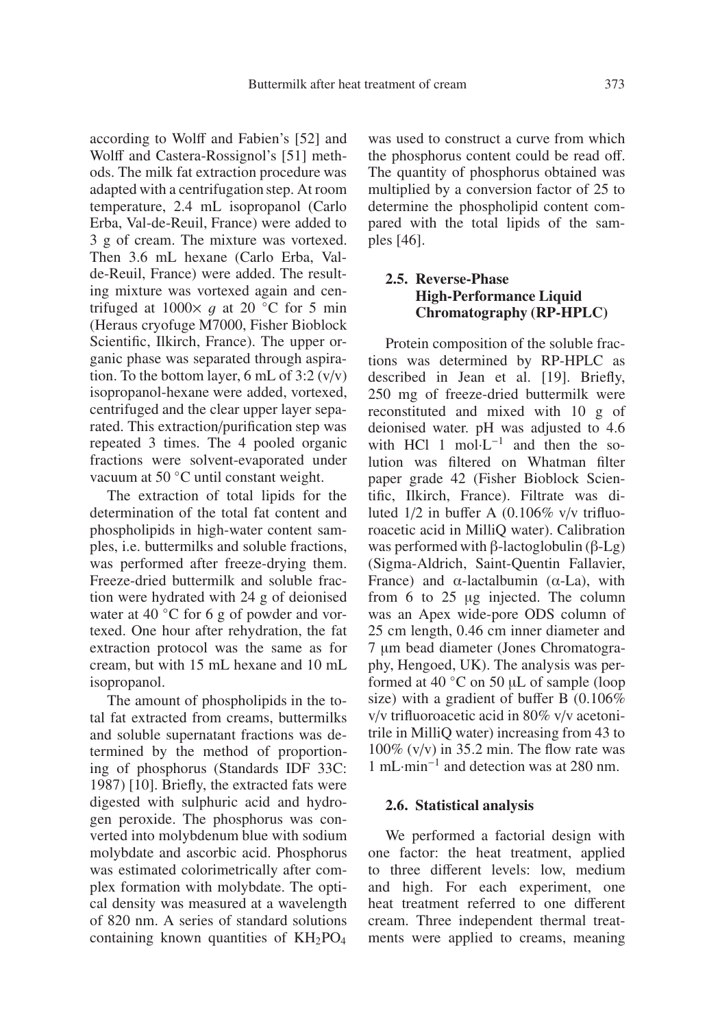according to Wolff and Fabien's [52] and Wolff and Castera-Rossignol's [51] methods. The milk fat extraction procedure was adapted with a centrifugation step. At room temperature, 2.4 mL isopropanol (Carlo Erba, Val-de-Reuil, France) were added to 3 g of cream. The mixture was vortexed. Then 3.6 mL hexane (Carlo Erba, Val-de-Reuil, France) were added. The resulting mixture was vortexed again and centrifuged at 1000× $g$ at 20 °C for 5 min (Heraus cryofuge M7000, Fisher Bioblock Scientific, Ilkirch, France). The upper organic phase was separated through aspiration. To the bottom layer, 6 mL of 3:2 (v/v) isopropanol-hexane were added, vortexed, centrifuged and the clear upper layer separated. This extraction/purification step was repeated 3 times. The 4 pooled organic fractions were solvent-evaporated under vacuum at 50 °C until constant weight.

The extraction of total lipids for the determination of the total fat content and phospholipids in high-water content samples, i.e. buttermilks and soluble fractions, was performed after freeze-drying them. Freeze-dried buttermilk and soluble fraction were hydrated with 24 g of deionised water at 40 °C for 6 g of powder and vortexed. One hour after rehydration, the fat extraction protocol was the same as for cream, but with 15 mL hexane and 10 mL isopropanol.

The amount of phospholipids in the total fat extracted from creams, buttermilks and soluble supernatant fractions was determined by the method of proportioning of phosphorus (Standards IDF 33C: 1987) [10]. Briefly, the extracted fats were digested with sulphuric acid and hydrogen peroxide. The phosphorus was converted into molybdenum blue with sodium molybdate and ascorbic acid. Phosphorus was estimated colorimetrically after complex formation with molybdate. The optical density was measured at a wavelength of 820 nm. A series of standard solutions containing known quantities of $KH_2PO_4$ was used to construct a curve from which the phosphorus content could be read off. The quantity of phosphorus obtained was multiplied by a conversion factor of 25 to determine the phospholipid content compared with the total lipids of the samples [46].

### 2.5. Reverse-Phase High-Performance Liquid Chromatography (RP-HPLC)

Protein composition of the soluble fractions was determined by RP-HPLC as described in Jean et al. [19]. Briefly, 250 mg of freeze-dried buttermilk were reconstituted and mixed with 10 g of deionised water. pH was adjusted to 4.6 with HCl 1 mol·L$^{-1}$ and then the solution was filtered on Whatman filter paper grade 42 (Fisher Bioblock Scientific, Ilkirch, France). Filtrate was diluted 1/2 in buffer A (0.106% v/v trifluoroacetic acid in MilliQ water). Calibration was performed with β-lactoglobulin (β-Lg) (Sigma-Aldrich, Saint-Quentin Fallavier, France) and α-lactalbumin (α-La), with from 6 to 25 μg injected. The column was an Apex wide-pore ODS column of 25 cm length, 0.46 cm inner diameter and 7 μm bead diameter (Jones Chromatography, Hengoed, UK). The analysis was performed at 40 °C on 50 μL of sample (loop size) with a gradient of buffer B (0.106% v/v trifluoroacetic acid in 80% v/v acetonitrile in MilliQ water) increasing from 43 to 100% (v/v) in 35.2 min. The flow rate was 1 mL·min$^{-1}$ and detection was at 280 nm.

### 2.6. Statistical analysis

We performed a factorial design with one factor: the heat treatment, applied to three different levels: low, medium and high. For each experiment, one heat treatment referred to one different cream. Three independent thermal treatments were applied to creams, meaning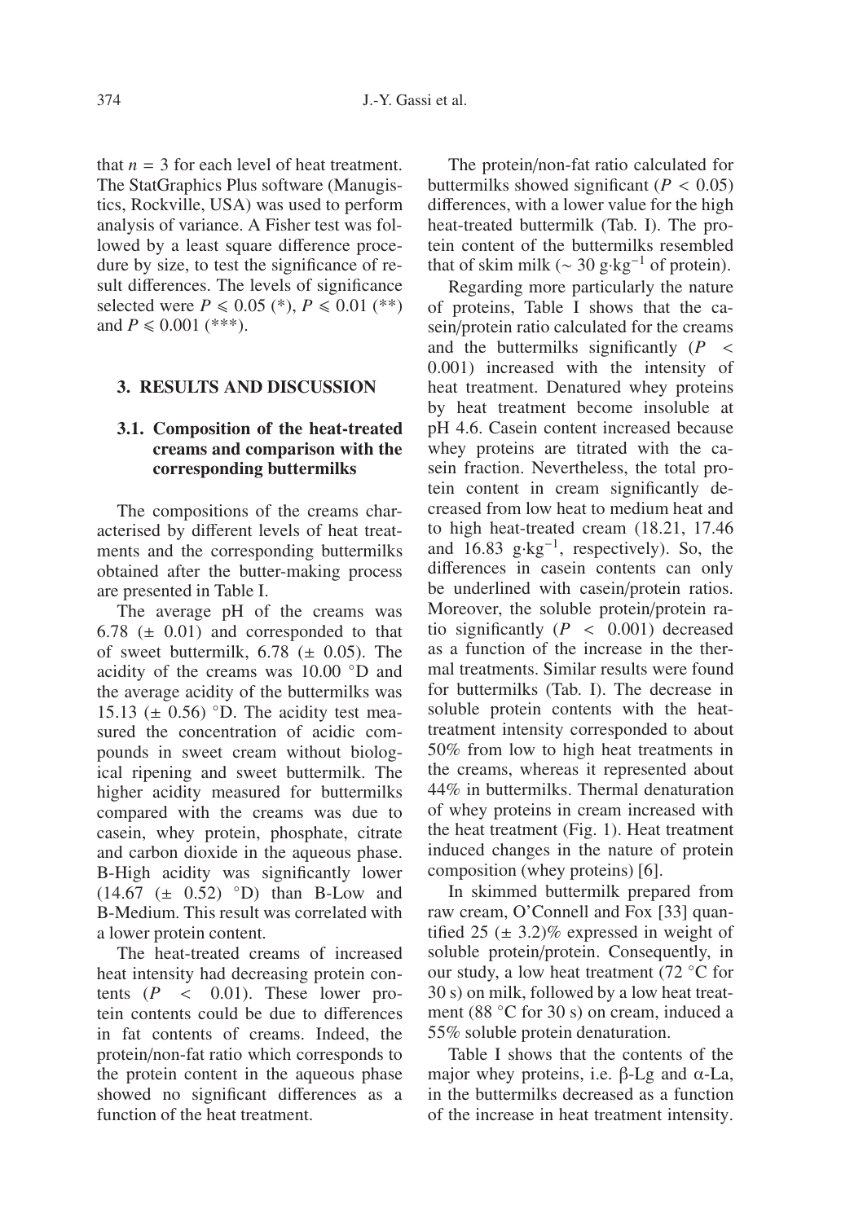that $n = 3$ for each level of heat treatment. The StatGraphics Plus software (Manugistics, Rockville, USA) was used to perform analysis of variance. A Fisher test was followed by a least square difference procedure by size, to test the significance of result differences. The levels of significance selected were $P \leqslant 0.05$ (*), $P \leqslant 0.01$ (**) and $P \leqslant 0.001$ (***).

## 3. RESULTS AND DISCUSSION

### 3.1. Composition of the heat-treated creams and comparison with the corresponding buttermilks

The compositions of the creams characterised by different levels of heat treatments and the corresponding buttermilks obtained after the butter-making process are presented in Table I.

The average pH of the creams was 6.78 (± 0.01) and corresponded to that of sweet buttermilk, 6.78 (± 0.05). The acidity of the creams was 10.00 °D and the average acidity of the buttermilks was 15.13 (± 0.56) °D. The acidity test measured the concentration of acidic compounds in sweet cream without biological ripening and sweet buttermilk. The higher acidity measured for buttermilks compared with the creams was due to casein, whey protein, phosphate, citrate and carbon dioxide in the aqueous phase. B-High acidity was significantly lower (14.67 (± 0.52) °D) than B-Low and B-Medium. This result was correlated with a lower protein content.

The heat-treated creams of increased heat intensity had decreasing protein contents ($P < 0.01$). These lower protein contents could be due to differences in fat contents of creams. Indeed, the protein/non-fat ratio which corresponds to the protein content in the aqueous phase showed no significant differences as a function of the heat treatment.

The protein/non-fat ratio calculated for buttermilks showed significant ($P < 0.05$) differences, with a lower value for the high heat-treated buttermilk (Tab. I). The protein content of the buttermilks resembled that of skim milk (~ 30 $g \cdot kg^{-1}$ of protein).

Regarding more particularly the nature of proteins, Table I shows that the casein/protein ratio calculated for the creams and the buttermilks significantly ($P < 0.001$) increased with the intensity of heat treatment. Denatured whey proteins by heat treatment become insoluble at pH 4.6. Casein content increased because whey proteins are titrated with the casein fraction. Nevertheless, the total protein content in cream significantly decreased from low heat to medium heat and to high heat-treated cream (18.21, 17.46 and 16.83 $g \cdot kg^{-1}$, respectively). So, the differences in casein contents can only be underlined with casein/protein ratios. Moreover, the soluble protein/protein ratio significantly ($P < 0.001$) decreased as a function of the increase in the thermal treatments. Similar results were found for buttermilks (Tab. I). The decrease in soluble protein contents with the heat-treatment intensity corresponded to about 50% from low to high heat treatments in the creams, whereas it represented about 44% in buttermilks. Thermal denaturation of whey proteins in cream increased with the heat treatment (Fig. 1). Heat treatment induced changes in the nature of protein composition (whey proteins) [6].

In skimmed buttermilk prepared from raw cream, O'Connell and Fox [33] quantified 25 (± 3.2)% expressed in weight of soluble protein/protein. Consequently, in our study, a low heat treatment (72 °C for 30 s) on milk, followed by a low heat treatment (88 °C for 30 s) on cream, induced a 55% soluble protein denaturation.

Table I shows that the contents of the major whey proteins, i.e. β-Lg and α-La, in the buttermilks decreased as a function of the increase in heat treatment intensity.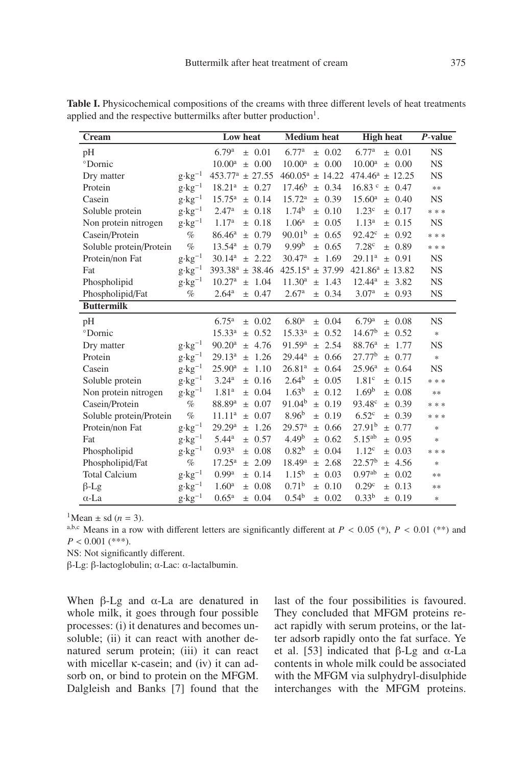**Table I.** Physicochemical compositions of the creams with three different levels of heat treatments applied and the respective buttermilks after butter production[1].

| Cream | | Low heat | Medium heat | High heat | *P*-value |
|---|---|---|---|---|---|
| pH | | 6.79[a] ± 0.01 | 6.77[a] ± 0.02 | 6.77[a] ± 0.01 | NS |
| °Dornic | | 10.00[a] ± 0.00 | 10.00[a] ± 0.00 | 10.00[a] ± 0.00 | NS |
| Dry matter | $g \cdot kg^{-1}$ | 453.77[a] ± 27.55 | 460.05[a] ± 14.22 | 474.46[a] ± 12.25 | NS |
| Protein | $g \cdot kg^{-1}$ | 18.21[a] ± 0.27 | 17.46[b] ± 0.34 | 16.83[c] ± 0.47 | ** |
| Casein | $g \cdot kg^{-1}$ | 15.75[a] ± 0.14 | 15.72[a] ± 0.39 | 15.60[a] ± 0.40 | NS |
| Soluble protein | $g \cdot kg^{-1}$ | 2.47[a] ± 0.18 | 1.74[b] ± 0.10 | 1.23[c] ± 0.17 | *** |
| Non protein nitrogen | $g \cdot kg^{-1}$ | 1.17[a] ± 0.18 | 1.06[a] ± 0.05 | 1.13[a] ± 0.15 | NS |
| Casein/Protein | % | 86.46[a] ± 0.79 | 90.01[b] ± 0.65 | 92.42[c] ± 0.92 | *** |
| Soluble protein/Protein | % | 13.54[a] ± 0.79 | 9.99[b] ± 0.65 | 7.28[c] ± 0.89 | *** |
| Protein/non Fat | $g \cdot kg^{-1}$ | 30.14[a] ± 2.22 | 30.47[a] ± 1.69 | 29.11[a] ± 0.91 | NS |
| Fat | $g \cdot kg^{-1}$ | 393.38[a] ± 38.46 | 425.15[a] ± 37.99 | 421.86[a] ± 13.82 | NS |
| Phospholipid | $g \cdot kg^{-1}$ | 10.27[a] ± 1.04 | 11.30[a] ± 1.43 | 12.44[a] ± 3.82 | NS |
| Phospholipid/Fat | % | 2.64[a] ± 0.47 | 2.67[a] ± 0.34 | 3.07[a] ± 0.93 | NS |
| **Buttermilk** | | | | | |
| pH | | 6.75[a] ± 0.02 | 6.80[a] ± 0.04 | 6.79[a] ± 0.08 | NS |
| °Dornic | | 15.33[a] ± 0.52 | 15.33[a] ± 0.52 | 14.67[b] ± 0.52 | * |
| Dry matter | $g \cdot kg^{-1}$ | 90.20[a] ± 4.76 | 91.59[a] ± 2.54 | 88.76[a] ± 1.77 | NS |
| Protein | $g \cdot kg^{-1}$ | 29.13[a] ± 1.26 | 29.44[a] ± 0.66 | 27.77[b] ± 0.77 | * |
| Casein | $g \cdot kg^{-1}$ | 25.90[a] ± 1.10 | 26.81[a] ± 0.64 | 25.96[a] ± 0.64 | NS |
| Soluble protein | $g \cdot kg^{-1}$ | 3.24[a] ± 0.16 | 2.64[b] ± 0.05 | 1.81[c] ± 0.15 | *** |
| Non protein nitrogen | $g \cdot kg^{-1}$ | 1.81[a] ± 0.04 | 1.63[b] ± 0.12 | 1.69[b] ± 0.08 | ** |
| Casein/Protein | % | 88.89[a] ± 0.07 | 91.04[b] ± 0.19 | 93.48[c] ± 0.39 | *** |
| Soluble protein/Protein | % | 11.11[a] ± 0.07 | 8.96[b] ± 0.19 | 6.52[c] ± 0.39 | *** |
| Protein/non Fat | $g \cdot kg^{-1}$ | 29.29[a] ± 1.26 | 29.57[a] ± 0.66 | 27.91[b] ± 0.77 | * |
| Fat | $g \cdot kg^{-1}$ | 5.44[a] ± 0.57 | 4.49[b] ± 0.62 | 5.15[ab] ± 0.95 | * |
| Phospholipid | $g \cdot kg^{-1}$ | 0.93[a] ± 0.08 | 0.82[b] ± 0.04 | 1.12[c] ± 0.03 | *** |
| Phospholipid/Fat | % | 17.25[a] ± 2.09 | 18.49[a] ± 2.68 | 22.57[b] ± 4.56 | * |
| Total Calcium | $g \cdot kg^{-1}$ | 0.99[a] ± 0.14 | 1.15[b] ± 0.03 | 0.97[ab] ± 0.02 | ** |
| β-Lg | $g \cdot kg^{-1}$ | 1.60[a] ± 0.08 | 0.71[b] ± 0.10 | 0.29[c] ± 0.13 | ** |
| α-La | $g \cdot kg^{-1}$ | 0.65[a] ± 0.04 | 0.54[b] ± 0.02 | 0.33[b] ± 0.19 | * |

[1]Mean ± sd ($n = 3$).

[a,b,c] Means in a row with different letters are significantly different at $P < 0.05$ (*), $P < 0.01$ (**) and $P < 0.001$ (***).

NS: Not significantly different.

β-Lg: β-lactoglobulin; α-Lac: α-lactalbumin.

When β-Lg and α-La are denatured in whole milk, it goes through four possible processes: (i) it denatures and becomes unsoluble; (ii) it can react with another denatured serum protein; (iii) it can react with micellar κ-casein; and (iv) it can adsorb on, or bind to protein on the MFGM. Dalgleish and Banks [7] found that the last of the four possibilities is favoured. They concluded that MFGM proteins react rapidly with serum proteins, or the latter adsorb rapidly onto the fat surface. Ye et al. [53] indicated that β-Lg and α-La contents in whole milk could be associated with the MFGM via sulphydryl-disulphide interchanges with the MFGM proteins.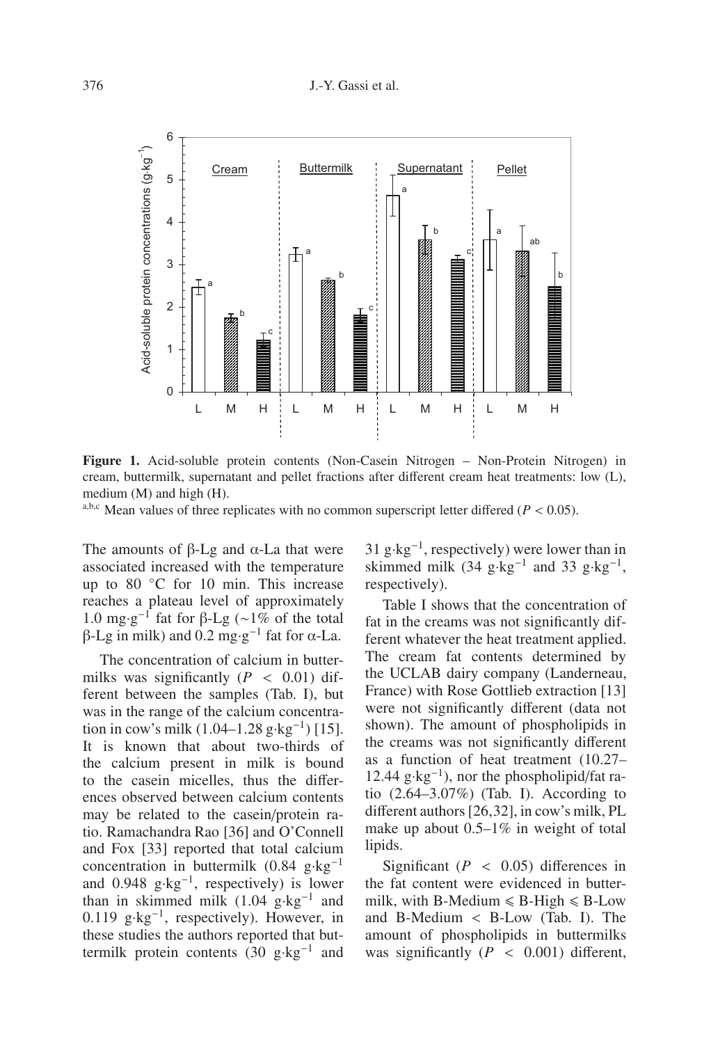**Figure 1.** Acid-soluble protein contents (Non-Casein Nitrogen – Non-Protein Nitrogen) in cream, buttermilk, supernatant and pellet fractions after different cream heat treatments: low (L), medium (M) and high (H).

a,b,c Mean values of three replicates with no common superscript letter differed ($P < 0.05$).

The amounts of β-Lg and α-La that were associated increased with the temperature up to 80 °C for 10 min. This increase reaches a plateau level of approximately 1.0 $mg \cdot g^{-1}$ fat for β-Lg (~1% of the total β-Lg in milk) and 0.2 $mg \cdot g^{-1}$ fat for α-La.

The concentration of calcium in buttermilks was significantly ($P < 0.01$) different between the samples (Tab. I), but was in the range of the calcium concentration in cow's milk (1.04–1.28 $g \cdot kg^{-1}$) [15]. It is known that about two-thirds of the calcium present in milk is bound to the casein micelles, thus the differences observed between calcium contents may be related to the casein/protein ratio. Ramachandra Rao [36] and O'Connell and Fox [33] reported that total calcium concentration in buttermilk (0.84 $g \cdot kg^{-1}$ and 0.948 $g \cdot kg^{-1}$, respectively) is lower than in skimmed milk (1.04 $g \cdot kg^{-1}$ and 0.119 $g \cdot kg^{-1}$, respectively). However, in these studies the authors reported that buttermilk protein contents (30 $g \cdot kg^{-1}$ and 31 $g \cdot kg^{-1}$, respectively) were lower than in skimmed milk (34 $g \cdot kg^{-1}$ and 33 $g \cdot kg^{-1}$, respectively).

Table I shows that the concentration of fat in the creams was not significantly different whatever the heat treatment applied. The cream fat contents determined by the UCLAB dairy company (Landerneau, France) with Rose Gottlieb extraction [13] were not significantly different (data not shown). The amount of phospholipids in the creams was not significantly different as a function of heat treatment (10.27–12.44 $g \cdot kg^{-1}$), nor the phospholipid/fat ratio (2.64–3.07%) (Tab. I). According to different authors [26,32], in cow's milk, PL make up about 0.5–1% in weight of total lipids.

Significant ($P < 0.05$) differences in the fat content were evidenced in buttermilk, with B-Medium ⩽ B-High ⩽ B-Low and B-Medium < B-Low (Tab. I). The amount of phospholipids in buttermilks was significantly ($P < 0.001$) different,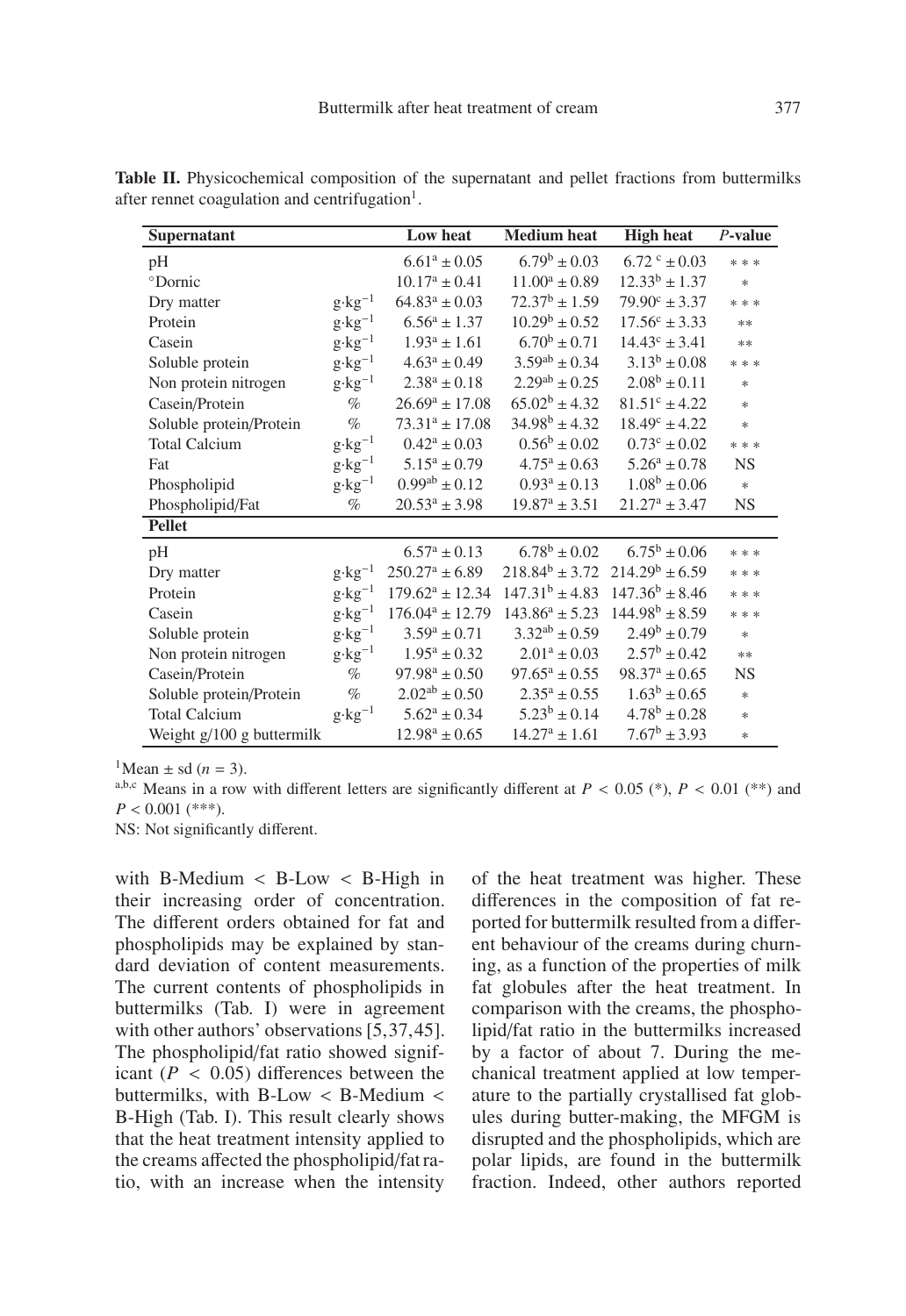**Table II.** Physicochemical composition of the supernatant and pellet fractions from buttermilks after rennet coagulation and centrifugation[1].

| Supernatant | | Low heat | Medium heat | High heat | *P*-value |
|---|---|---|---|---|---|
| pH | | $6.61^a \pm 0.05$ | $6.79^b \pm 0.03$ | $6.72^c \pm 0.03$ | *** |
| °Dornic | | $10.17^a \pm 0.41$ | $11.00^a \pm 0.89$ | $12.33^b \pm 1.37$ | * |
| Dry matter | $g \cdot kg^{-1}$ | $64.83^a \pm 0.03$ | $72.37^b \pm 1.59$ | $79.90^c \pm 3.37$ | *** |
| Protein | $g \cdot kg^{-1}$ | $6.56^a \pm 1.37$ | $10.29^b \pm 0.52$ | $17.56^c \pm 3.33$ | ** |
| Casein | $g \cdot kg^{-1}$ | $1.93^a \pm 1.61$ | $6.70^b \pm 0.71$ | $14.43^c \pm 3.41$ | ** |
| Soluble protein | $g \cdot kg^{-1}$ | $4.63^a \pm 0.49$ | $3.59^{ab} \pm 0.34$ | $3.13^b \pm 0.08$ | *** |
| Non protein nitrogen | $g \cdot kg^{-1}$ | $2.38^a \pm 0.18$ | $2.29^{ab} \pm 0.25$ | $2.08^b \pm 0.11$ | * |
| Casein/Protein | % | $26.69^a \pm 17.08$ | $65.02^b \pm 4.32$ | $81.51^c \pm 4.22$ | * |
| Soluble protein/Protein | % | $73.31^a \pm 17.08$ | $34.98^b \pm 4.32$ | $18.49^c \pm 4.22$ | * |
| Total Calcium | $g \cdot kg^{-1}$ | $0.42^a \pm 0.03$ | $0.56^b \pm 0.02$ | $0.73^c \pm 0.02$ | *** |
| Fat | $g \cdot kg^{-1}$ | $5.15^a \pm 0.79$ | $4.75^a \pm 0.63$ | $5.26^a \pm 0.78$ | NS |
| Phospholipid | $g \cdot kg^{-1}$ | $0.99^{ab} \pm 0.12$ | $0.93^a \pm 0.13$ | $1.08^b \pm 0.06$ | * |
| Phospholipid/Fat | % | $20.53^a \pm 3.98$ | $19.87^a \pm 3.51$ | $21.27^a \pm 3.47$ | NS |
| **Pellet** | | | | | |
| pH | | $6.57^a \pm 0.13$ | $6.78^b \pm 0.02$ | $6.75^b \pm 0.06$ | *** |
| Dry matter | $g \cdot kg^{-1}$ | $250.27^a \pm 6.89$ | $218.84^b \pm 3.72$ | $214.29^b \pm 6.59$ | *** |
| Protein | $g \cdot kg^{-1}$ | $179.62^a \pm 12.34$ | $147.31^b \pm 4.83$ | $147.36^b \pm 8.46$ | *** |
| Casein | $g \cdot kg^{-1}$ | $176.04^a \pm 12.79$ | $143.86^a \pm 5.23$ | $144.98^b \pm 8.59$ | *** |
| Soluble protein | $g \cdot kg^{-1}$ | $3.59^a \pm 0.71$ | $3.32^{ab} \pm 0.59$ | $2.49^b \pm 0.79$ | * |
| Non protein nitrogen | $g \cdot kg^{-1}$ | $1.95^a \pm 0.32$ | $2.01^a \pm 0.03$ | $2.57^b \pm 0.42$ | ** |
| Casein/Protein | % | $97.98^a \pm 0.50$ | $97.65^a \pm 0.55$ | $98.37^a \pm 0.65$ | NS |
| Soluble protein/Protein | % | $2.02^{ab} \pm 0.50$ | $2.35^a \pm 0.55$ | $1.63^b \pm 0.65$ | * |
| Total Calcium | $g \cdot kg^{-1}$ | $5.62^a \pm 0.34$ | $5.23^b \pm 0.14$ | $4.78^b \pm 0.28$ | * |
| Weight g/100 g buttermilk | | $12.98^a \pm 0.65$ | $14.27^a \pm 1.61$ | $7.67^b \pm 3.93$ | * |

[1]Mean ± sd ($n = 3$).

a,b,c Means in a row with different letters are significantly different at $P < 0.05$ (*), $P < 0.01$ (**) and $P < 0.001$ (***).

NS: Not significantly different.

with B-Medium < B-Low < B-High in their increasing order of concentration. The different orders obtained for fat and phospholipids may be explained by standard deviation of content measurements. The current contents of phospholipids in buttermilks (Tab. I) were in agreement with other authors' observations [5,37,45]. The phospholipid/fat ratio showed significant ($P < 0.05$) differences between the buttermilks, with B-Low < B-Medium < B-High (Tab. I). This result clearly shows that the heat treatment intensity applied to the creams affected the phospholipid/fat ratio, with an increase when the intensity of the heat treatment was higher. These differences in the composition of fat reported for buttermilk resulted from a different behaviour of the creams during churning, as a function of the properties of milk fat globules after the heat treatment. In comparison with the creams, the phospholipid/fat ratio in the buttermilks increased by a factor of about 7. During the mechanical treatment applied at low temperature to the partially crystallised fat globules during butter-making, the MFGM is disrupted and the phospholipids, which are polar lipids, are found in the buttermilk fraction. Indeed, other authors reported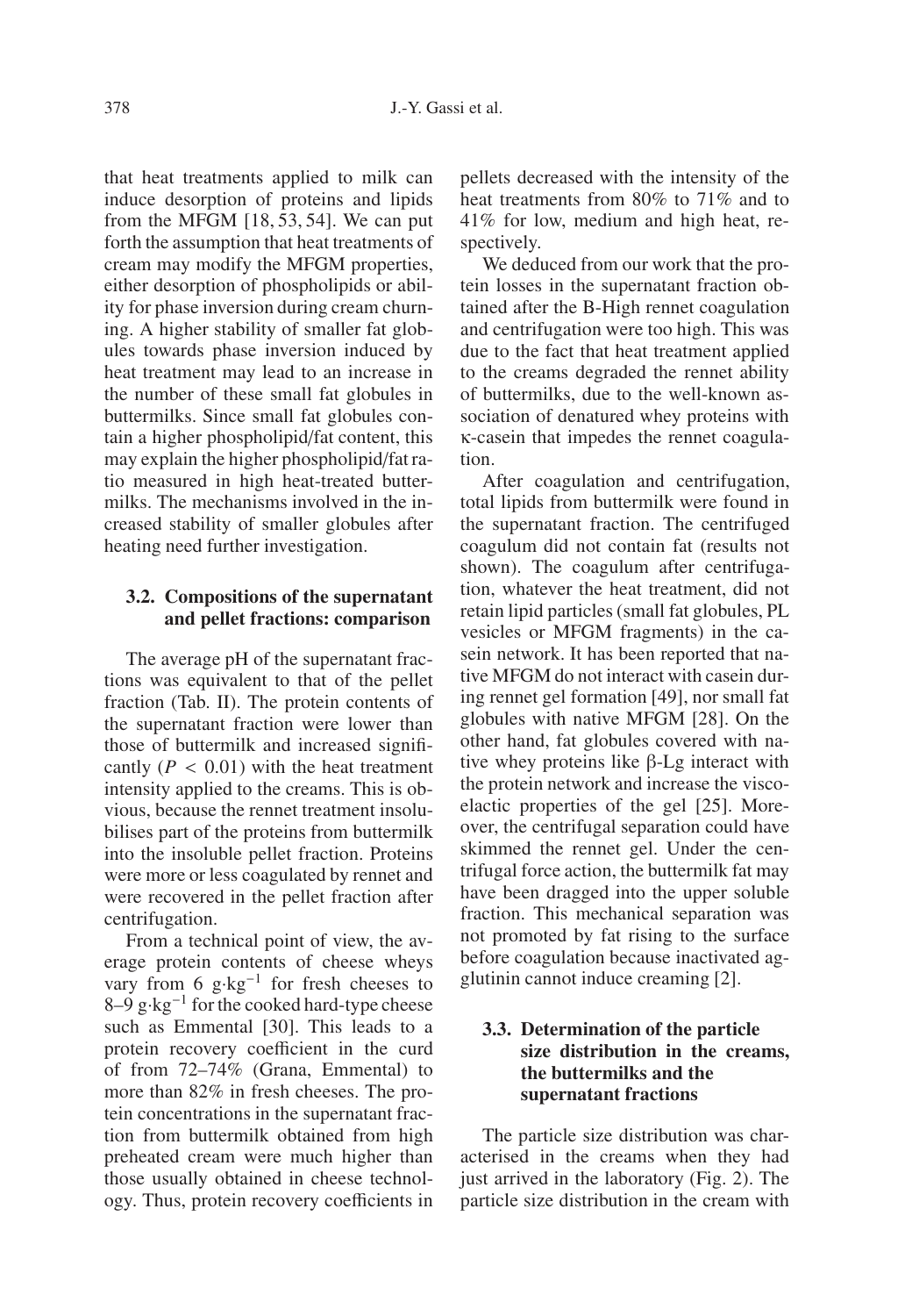that heat treatments applied to milk can induce desorption of proteins and lipids from the MFGM [18, 53, 54]. We can put forth the assumption that heat treatments of cream may modify the MFGM properties, either desorption of phospholipids or ability for phase inversion during cream churning. A higher stability of smaller fat globules towards phase inversion induced by heat treatment may lead to an increase in the number of these small fat globules in buttermilks. Since small fat globules contain a higher phospholipid/fat content, this may explain the higher phospholipid/fat ratio measured in high heat-treated buttermilks. The mechanisms involved in the increased stability of smaller globules after heating need further investigation.

### 3.2. Compositions of the supernatant and pellet fractions: comparison

The average pH of the supernatant fractions was equivalent to that of the pellet fraction (Tab. II). The protein contents of the supernatant fraction were lower than those of buttermilk and increased significantly ($P < 0.01$) with the heat treatment intensity applied to the creams. This is obvious, because the rennet treatment insolubilises part of the proteins from buttermilk into the insoluble pellet fraction. Proteins were more or less coagulated by rennet and were recovered in the pellet fraction after centrifugation.

From a technical point of view, the average protein contents of cheese wheys vary from 6 $g \cdot kg^{-1}$ for fresh cheeses to 8–9 $g \cdot kg^{-1}$ for the cooked hard-type cheese such as Emmental [30]. This leads to a protein recovery coefficient in the curd of from 72–74% (Grana, Emmental) to more than 82% in fresh cheeses. The protein concentrations in the supernatant fraction from buttermilk obtained from high preheated cream were much higher than those usually obtained in cheese technology. Thus, protein recovery coefficients in pellets decreased with the intensity of the heat treatments from 80% to 71% and to 41% for low, medium and high heat, respectively.

We deduced from our work that the protein losses in the supernatant fraction obtained after the B-High rennet coagulation and centrifugation were too high. This was due to the fact that heat treatment applied to the creams degraded the rennet ability of buttermilks, due to the well-known association of denatured whey proteins with κ-casein that impedes the rennet coagulation.

After coagulation and centrifugation, total lipids from buttermilk were found in the supernatant fraction. The centrifuged coagulum did not contain fat (results not shown). The coagulum after centrifugation, whatever the heat treatment, did not retain lipid particles (small fat globules, PL vesicles or MFGM fragments) in the casein network. It has been reported that native MFGM do not interact with casein during rennet gel formation [49], nor small fat globules with native MFGM [28]. On the other hand, fat globules covered with native whey proteins like β-Lg interact with the protein network and increase the viscoelactic properties of the gel [25]. Moreover, the centrifugal separation could have skimmed the rennet gel. Under the centrifugal force action, the buttermilk fat may have been dragged into the upper soluble fraction. This mechanical separation was not promoted by fat rising to the surface before coagulation because inactivated agglutinin cannot induce creaming [2].

### 3.3. Determination of the particle size distribution in the creams, the buttermilks and the supernatant fractions

The particle size distribution was characterised in the creams when they had just arrived in the laboratory (Fig. 2). The particle size distribution in the cream with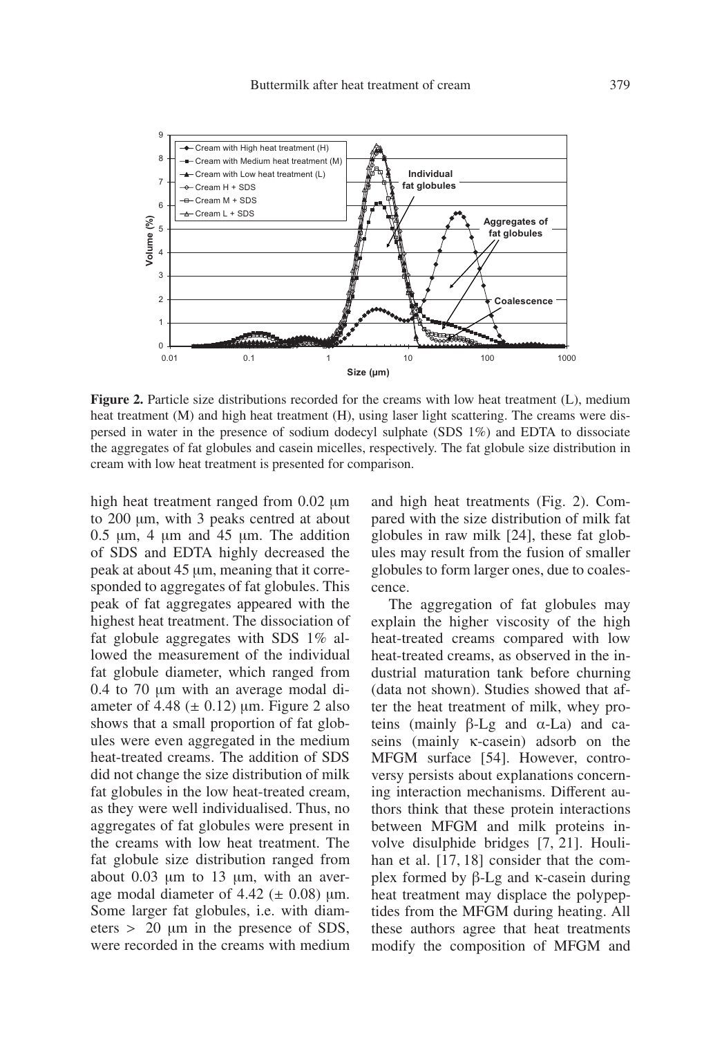**Figure 2.** Particle size distributions recorded for the creams with low heat treatment (L), medium heat treatment (M) and high heat treatment (H), using laser light scattering. The creams were dispersed in water in the presence of sodium dodecyl sulphate (SDS 1%) and EDTA to dissociate the aggregates of fat globules and casein micelles, respectively. The fat globule size distribution in cream with low heat treatment is presented for comparison.

high heat treatment ranged from 0.02 μm to 200 μm, with 3 peaks centred at about 0.5 μm, 4 μm and 45 μm. The addition of SDS and EDTA highly decreased the peak at about 45 μm, meaning that it corresponded to aggregates of fat globules. This peak of fat aggregates appeared with the highest heat treatment. The dissociation of fat globule aggregates with SDS 1% allowed the measurement of the individual fat globule diameter, which ranged from 0.4 to 70 μm with an average modal diameter of 4.48 (± 0.12) μm. Figure 2 also shows that a small proportion of fat globules were even aggregated in the medium heat-treated creams. The addition of SDS did not change the size distribution of milk fat globules in the low heat-treated cream, as they were well individualised. Thus, no aggregates of fat globules were present in the creams with low heat treatment. The fat globule size distribution ranged from about 0.03 μm to 13 μm, with an average modal diameter of 4.42 (± 0.08) μm. Some larger fat globules, i.e. with diameters > 20 μm in the presence of SDS, were recorded in the creams with medium and high heat treatments (Fig. 2). Compared with the size distribution of milk fat globules in raw milk [24], these fat globules may result from the fusion of smaller globules to form larger ones, due to coalescence.

The aggregation of fat globules may explain the higher viscosity of the high heat-treated creams compared with low heat-treated creams, as observed in the industrial maturation tank before churning (data not shown). Studies showed that after the heat treatment of milk, whey proteins (mainly β-Lg and α-La) and caseins (mainly κ-casein) adsorb on the MFGM surface [54]. However, controversy persists about explanations concerning interaction mechanisms. Different authors think that these protein interactions between MFGM and milk proteins involve disulphide bridges [7, 21]. Houlihan et al. [17, 18] consider that the complex formed by β-Lg and κ-casein during heat treatment may displace the polypeptides from the MFGM during heating. All these authors agree that heat treatments modify the composition of MFGM and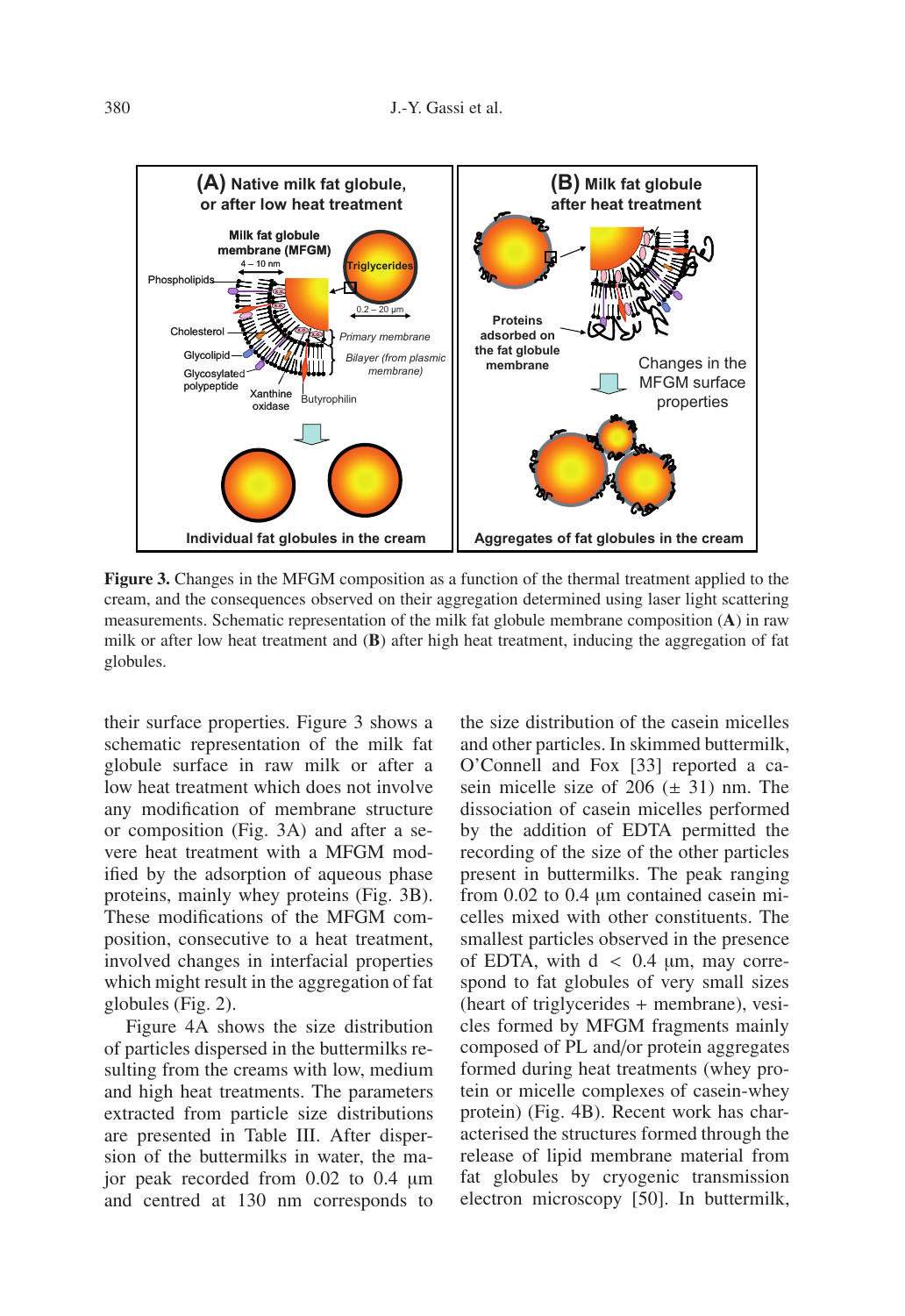**Figure 3.** Changes in the MFGM composition as a function of the thermal treatment applied to the cream, and the consequences observed on their aggregation determined using laser light scattering measurements. Schematic representation of the milk fat globule membrane composition (**A**) in raw milk or after low heat treatment and (**B**) after high heat treatment, inducing the aggregation of fat globules.

their surface properties. Figure 3 shows a schematic representation of the milk fat globule surface in raw milk or after a low heat treatment which does not involve any modification of membrane structure or composition (Fig. 3A) and after a severe heat treatment with a MFGM modified by the adsorption of aqueous phase proteins, mainly whey proteins (Fig. 3B). These modifications of the MFGM composition, consecutive to a heat treatment, involved changes in interfacial properties which might result in the aggregation of fat globules (Fig. 2).

Figure 4A shows the size distribution of particles dispersed in the buttermilks resulting from the creams with low, medium and high heat treatments. The parameters extracted from particle size distributions are presented in Table III. After dispersion of the buttermilks in water, the major peak recorded from 0.02 to 0.4 μm and centred at 130 nm corresponds to the size distribution of the casein micelles and other particles. In skimmed buttermilk, O'Connell and Fox [33] reported a casein micelle size of 206 (± 31) nm. The dissociation of casein micelles performed by the addition of EDTA permitted the recording of the size of the other particles present in buttermilks. The peak ranging from 0.02 to 0.4 μm contained casein micelles mixed with other constituents. The smallest particles observed in the presence of EDTA, with $d < 0.4$ μm, may correspond to fat globules of very small sizes (heart of triglycerides + membrane), vesicles formed by MFGM fragments mainly composed of PL and/or protein aggregates formed during heat treatments (whey protein or micelle complexes of casein-whey protein) (Fig. 4B). Recent work has characterised the structures formed through the release of lipid membrane material from fat globules by cryogenic transmission electron microscopy [50]. In buttermilk,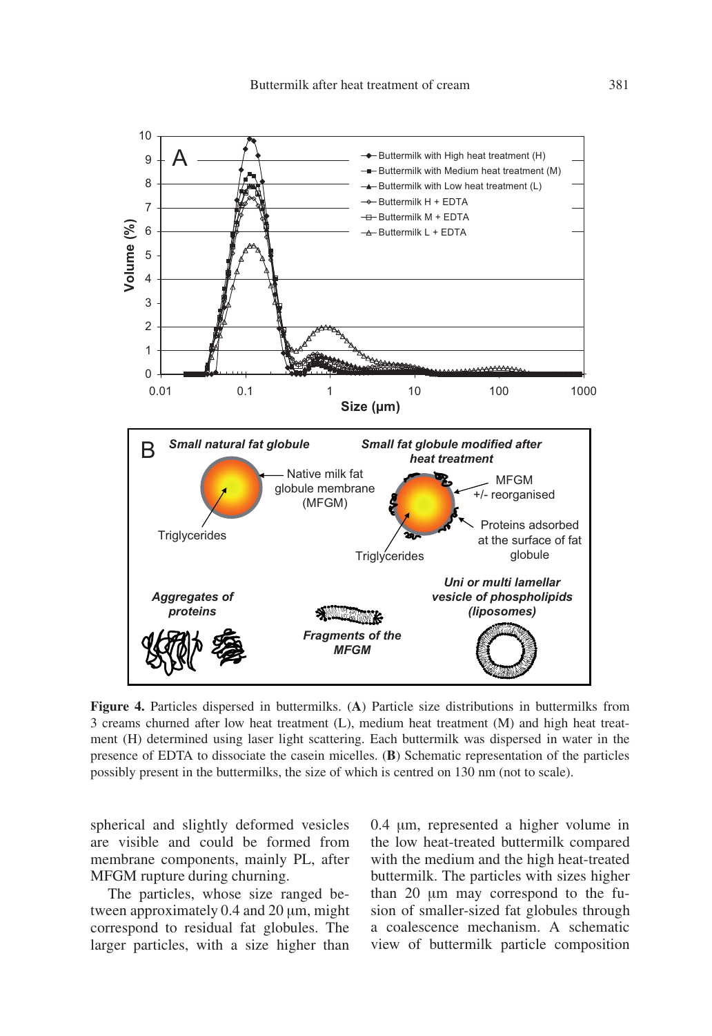**Figure 4.** Particles dispersed in buttermilks. (**A**) Particle size distributions in buttermilks from 3 creams churned after low heat treatment (L), medium heat treatment (M) and high heat treatment (H) determined using laser light scattering. Each buttermilk was dispersed in water in the presence of EDTA to dissociate the casein micelles. (**B**) Schematic representation of the particles possibly present in the buttermilks, the size of which is centred on 130 nm (not to scale).

spherical and slightly deformed vesicles are visible and could be formed from membrane components, mainly PL, after MFGM rupture during churning.

The particles, whose size ranged between approximately 0.4 and 20 µm, might correspond to residual fat globules. The larger particles, with a size higher than 0.4 µm, represented a higher volume in the low heat-treated buttermilk compared with the medium and the high heat-treated buttermilk. The particles with sizes higher than 20 µm may correspond to the fusion of smaller-sized fat globules through a coalescence mechanism. A schematic view of buttermilk particle composition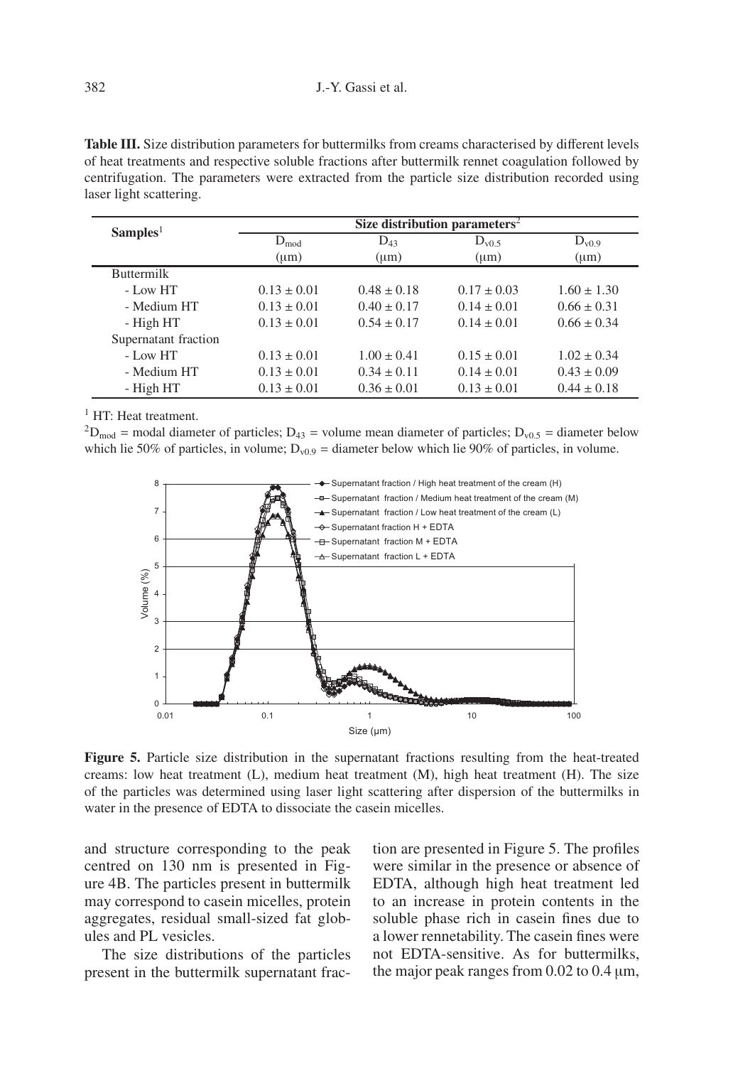**Table III.** Size distribution parameters for buttermilks from creams characterised by different levels of heat treatments and respective soluble fractions after buttermilk rennet coagulation followed by centrifugation. The parameters were extracted from the particle size distribution recorded using laser light scattering.

| Samples[1] | Size distribution parameters[2] | | | |
|---|---|---|---|---|
| | $D_{mod}$ (μm) | $D_{43}$ (μm) | $D_{v0.5}$ (μm) | $D_{v0.9}$ (μm) |
| Buttermilk | | | | |
| - Low HT | 0.13 ± 0.01 | 0.48 ± 0.18 | 0.17 ± 0.03 | 1.60 ± 1.30 |
| - Medium HT | 0.13 ± 0.01 | 0.40 ± 0.17 | 0.14 ± 0.01 | 0.66 ± 0.31 |
| - High HT | 0.13 ± 0.01 | 0.54 ± 0.17 | 0.14 ± 0.01 | 0.66 ± 0.34 |
| Supernatant fraction | | | | |
| - Low HT | 0.13 ± 0.01 | 1.00 ± 0.41 | 0.15 ± 0.01 | 1.02 ± 0.34 |
| - Medium HT | 0.13 ± 0.01 | 0.34 ± 0.11 | 0.14 ± 0.01 | 0.43 ± 0.09 |
| - High HT | 0.13 ± 0.01 | 0.36 ± 0.01 | 0.13 ± 0.01 | 0.44 ± 0.18 |

[1] HT: Heat treatment.

[2] $D_{mod}$ = modal diameter of particles; $D_{43}$ = volume mean diameter of particles; $D_{v0.5}$ = diameter below which lie 50% of particles, in volume; $D_{v0.9}$ = diameter below which lie 90% of particles, in volume.

**Figure 5.** Particle size distribution in the supernatant fractions resulting from the heat-treated creams: low heat treatment (L), medium heat treatment (M), high heat treatment (H). The size of the particles was determined using laser light scattering after dispersion of the buttermilks in water in the presence of EDTA to dissociate the casein micelles.

and structure corresponding to the peak centred on 130 nm is presented in Figure 4B. The particles present in buttermilk may correspond to casein micelles, protein aggregates, residual small-sized fat globules and PL vesicles.

The size distributions of the particles present in the buttermilk supernatant fraction are presented in Figure 5. The profiles were similar in the presence or absence of EDTA, although high heat treatment led to an increase in protein contents in the soluble phase rich in casein fines due to a lower rennetability. The casein fines were not EDTA-sensitive. As for buttermilks, the major peak ranges from 0.02 to 0.4 μm,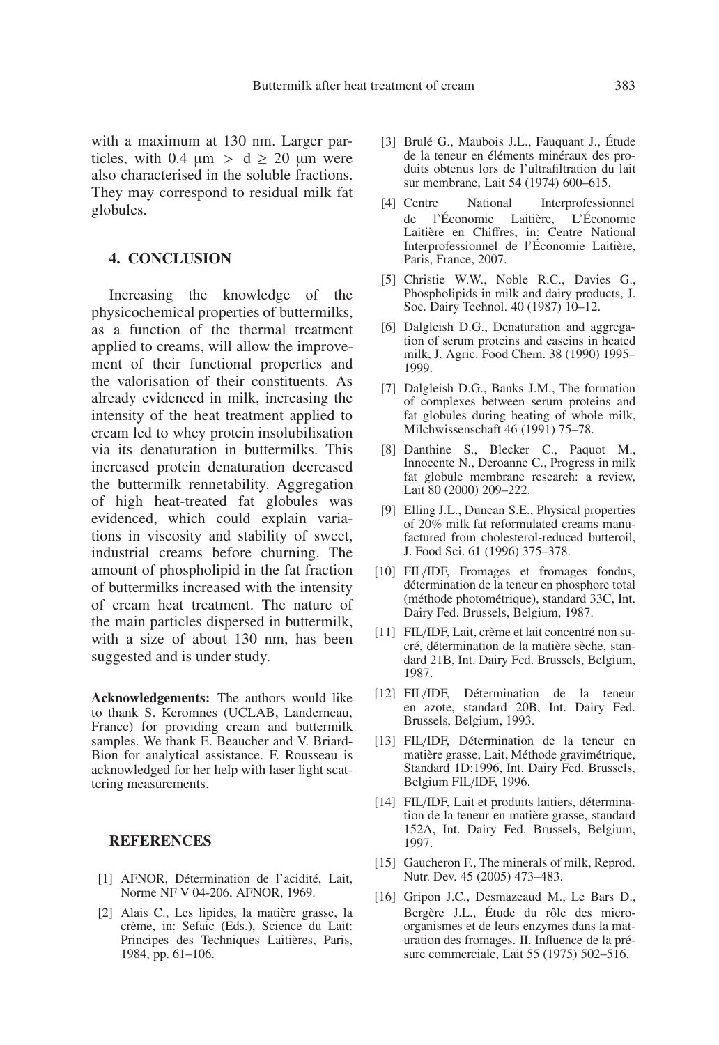with a maximum at 130 nm. Larger particles, with 0.4 μm > d ≥ 20 μm were also characterised in the soluble fractions. They may correspond to residual milk fat globules.

## 4. CONCLUSION

Increasing the knowledge of the physicochemical properties of buttermilks, as a function of the thermal treatment applied to creams, will allow the improvement of their functional properties and the valorisation of their constituents. As already evidenced in milk, increasing the intensity of the heat treatment applied to cream led to whey protein insolubilisation via its denaturation in buttermilks. This increased protein denaturation decreased the buttermilk rennetability. Aggregation of high heat-treated fat globules was evidenced, which could explain variations in viscosity and stability of sweet, industrial creams before churning. The amount of phospholipid in the fat fraction of buttermilks increased with the intensity of cream heat treatment. The nature of the main particles dispersed in buttermilk, with a size of about 130 nm, has been suggested and is under study.

**Acknowledgements:** The authors would like to thank S. Keromnes (UCLAB, Landerneau, France) for providing cream and buttermilk samples. We thank E. Beaucher and V. Briard-Bion for analytical assistance. F. Rousseau is acknowledged for her help with laser light scattering measurements.

## REFERENCES

[1] AFNOR, Détermination de l'acidité, Lait, Norme NF V 04-206, AFNOR, 1969.

[2] Alais C., Les lipides, la matière grasse, la crème, in: Sefaic (Eds.), Science du Lait: Principes des Techniques Laitières, Paris, 1984, pp. 61–106.

[3] Brulé G., Maubois J.L., Fauquant J., Étude de la teneur en éléments minéraux des produits obtenus lors de l'ultrafiltration du lait sur membrane, Lait 54 (1974) 600–615.

[4] Centre National Interprofessionnel de l'Économie Laitière, L'Économie Laitière en Chiffres, in: Centre National Interprofessionnel de l'Économie Laitière, Paris, France, 2007.

[5] Christie W.W., Noble R.C., Davies G., Phospholipids in milk and dairy products, J. Soc. Dairy Technol. 40 (1987) 10–12.

[6] Dalgleish D.G., Denaturation and aggregation of serum proteins and caseins in heated milk, J. Agric. Food Chem. 38 (1990) 1995–1999.

[7] Dalgleish D.G., Banks J.M., The formation of complexes between serum proteins and fat globules during heating of whole milk, Milchwissenschaft 46 (1991) 75–78.

[8] Danthine S., Blecker C., Paquot M., Innocente N., Deroanne C., Progress in milk fat globule membrane research: a review, Lait 80 (2000) 209–222.

[9] Elling J.L., Duncan S.E., Physical properties of 20% milk fat reformulated creams manufactured from cholesterol-reduced butteroil, J. Food Sci. 61 (1996) 375–378.

[10] FIL/IDF, Fromages et fromages fondus, détermination de la teneur en phosphore total (méthode photométrique), standard 33C, Int. Dairy Fed. Brussels, Belgium, 1987.

[11] FIL/IDF, Lait, crème et lait concentré non sucré, détermination de la matière sèche, standard 21B, Int. Dairy Fed. Brussels, Belgium, 1987.

[12] FIL/IDF, Détermination de la teneur en azote, standard 20B, Int. Dairy Fed. Brussels, Belgium, 1993.

[13] FIL/IDF, Détermination de la teneur en matière grasse, Lait, Méthode gravimétrique, Standard 1D:1996, Int. Dairy Fed. Brussels, Belgium FIL/IDF, 1996.

[14] FIL/IDF, Lait et produits laitiers, détermination de la teneur en matière grasse, standard 152A, Int. Dairy Fed. Brussels, Belgium, 1997.

[15] Gaucheron F., The minerals of milk, Reprod. Nutr. Dev. 45 (2005) 473–483.

[16] Gripon J.C., Desmazeaud M., Le Bars D., Bergère J.L., Étude du rôle des microorganismes et de leurs enzymes dans la maturation des fromages. II. Influence de la présure commerciale, Lait 55 (1975) 502–516.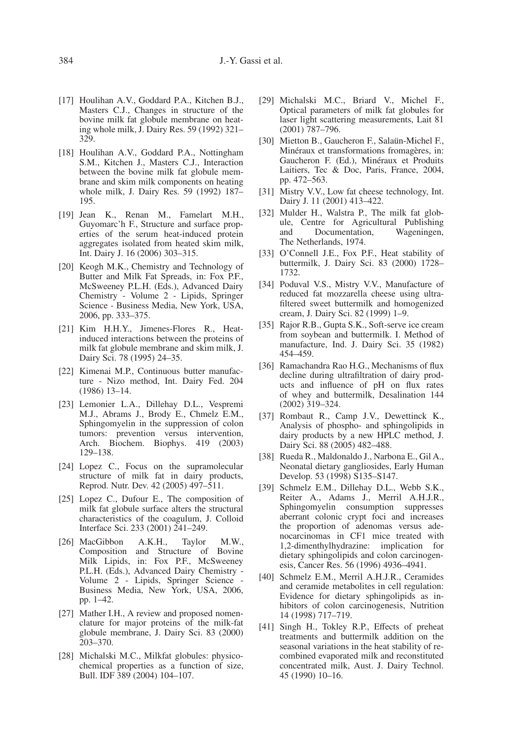[17] Houlihan A.V., Goddard P.A., Kitchen B.J., Masters C.J., Changes in structure of the bovine milk fat globule membrane on heating whole milk, J. Dairy Res. 59 (1992) 321–329.

[18] Houlihan A.V., Goddard P.A., Nottingham S.M., Kitchen J., Masters C.J., Interaction between the bovine milk fat globule membrane and skim milk components on heating whole milk, J. Dairy Res. 59 (1992) 187–195.

[19] Jean K., Renan M., Famelart M.H., Guyomarc'h F., Structure and surface properties of the serum heat-induced protein aggregates isolated from heated skim milk, Int. Dairy J. 16 (2006) 303–315.

[20] Keogh M.K., Chemistry and Technology of Butter and Milk Fat Spreads, in: Fox P.F., McSweeney P.L.H. (Eds.), Advanced Dairy Chemistry - Volume 2 - Lipids, Springer Science - Business Media, New York, USA, 2006, pp. 333–375.

[21] Kim H.H.Y., Jimenes-Flores R., Heat-induced interactions between the proteins of milk fat globule membrane and skim milk, J. Dairy Sci. 78 (1995) 24–35.

[22] Kimenai M.P., Continuous butter manufacture - Nizo method, Int. Dairy Fed. 204 (1986) 13–14.

[23] Lemonier L.A., Dillehay D.L., Vespremi M.J., Abrams J., Brody E., Chmelz E.M., Sphingomyelin in the suppression of colon tumors: prevention versus intervention, Arch. Biochem. Biophys. 419 (2003) 129–138.

[24] Lopez C., Focus on the supramolecular structure of milk fat in dairy products, Reprod. Nutr. Dev. 42 (2005) 497–511.

[25] Lopez C., Dufour E., The composition of milk fat globule surface alters the structural characteristics of the coagulum, J. Colloid Interface Sci. 233 (2001) 241–249.

[26] MacGibbon A.K.H., Taylor M.W., Composition and Structure of Bovine Milk Lipids, in: Fox P.F., McSweeney P.L.H. (Eds.), Advanced Dairy Chemistry - Volume 2 - Lipids, Springer Science - Business Media, New York, USA, 2006, pp. 1–42.

[27] Mather I.H., A review and proposed nomenclature for major proteins of the milk-fat globule membrane, J. Dairy Sci. 83 (2000) 203–370.

[28] Michalski M.C., Milkfat globules: physicochemical properties as a function of size, Bull. IDF 389 (2004) 104–107.

[29] Michalski M.C., Briard V., Michel F., Optical parameters of milk fat globules for laser light scattering measurements, Lait 81 (2001) 787–796.

[30] Mietton B., Gaucheron F., Salaün-Michel F., Minéraux et transformations fromagères, in: Gaucheron F. (Ed.), Minéraux et Produits Laitiers, Tec & Doc, Paris, France, 2004, pp. 472–563.

[31] Mistry V.V., Low fat cheese technology, Int. Dairy J. 11 (2001) 413–422.

[32] Mulder H., Walstra P., The milk fat globule, Centre for Agricultural Publishing and Documentation, Wageningen, The Netherlands, 1974.

[33] O'Connell J.E., Fox P.F., Heat stability of buttermilk, J. Dairy Sci. 83 (2000) 1728–1732.

[34] Poduval V.S., Mistry V.V., Manufacture of reduced fat mozzarella cheese using ultrafiltered sweet buttermilk and homogenized cream, J. Dairy Sci. 82 (1999) 1–9.

[35] Rajor R.B., Gupta S.K., Soft-serve ice cream from soybean and buttermilk. I. Method of manufacture, Ind. J. Dairy Sci. 35 (1982) 454–459.

[36] Ramachandra Rao H.G., Mechanisms of flux decline during ultrafiltration of dairy products and influence of pH on flux rates of whey and buttermilk, Desalination 144 (2002) 319–324.

[37] Rombaut R., Camp J.V., Dewettinck K., Analysis of phospho- and sphingolipids in dairy products by a new HPLC method, J. Dairy Sci. 88 (2005) 482–488.

[38] Rueda R., Maldonaldo J., Narbona E., Gil A., Neonatal dietary gangliosides, Early Human Develop. 53 (1998) S135–S147.

[39] Schmelz E.M., Dillehay D.L., Webb S.K., Reiter A., Adams J., Merril A.H.J.R., Sphingomyelin consumption suppresses aberrant colonic crypt foci and increases the proportion of adenomas versus adenocarcinomas in CF1 mice treated with 1,2-dimenthylhydrazine: implication for dietary sphingolipids and colon carcinogenesis, Cancer Res. 56 (1996) 4936–4941.

[40] Schmelz E.M., Merril A.H.J.R., Ceramides and ceramide metabolites in cell regulation: Evidence for dietary sphingolipids as inhibitors of colon carcinogenesis, Nutrition 14 (1998) 717–719.

[41] Singh H., Tokley R.P., Effects of preheat treatments and buttermilk addition on the seasonal variations in the heat stability of recombined evaporated milk and reconstituted concentrated milk, Aust. J. Dairy Technol. 45 (1990) 10–16.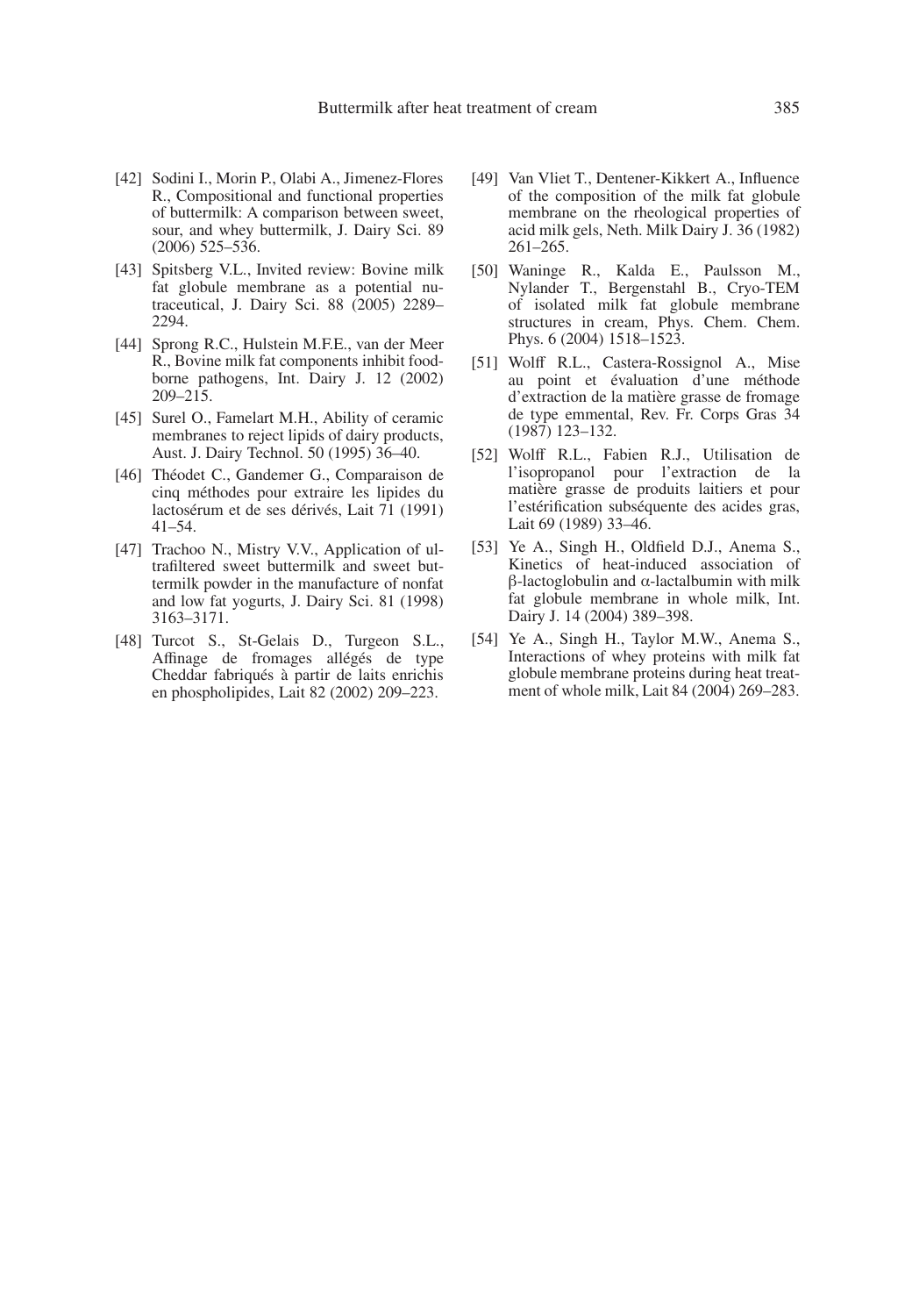[42] Sodini I., Morin P., Olabi A., Jimenez-Flores R., Compositional and functional properties of buttermilk: A comparison between sweet, sour, and whey buttermilk, J. Dairy Sci. 89 (2006) 525–536.

[43] Spitsberg V.L., Invited review: Bovine milk fat globule membrane as a potential nutraceutical, J. Dairy Sci. 88 (2005) 2289–2294.

[44] Sprong R.C., Hulstein M.F.E., van der Meer R., Bovine milk fat components inhibit food-borne pathogens, Int. Dairy J. 12 (2002) 209–215.

[45] Surel O., Famelart M.H., Ability of ceramic membranes to reject lipids of dairy products, Aust. J. Dairy Technol. 50 (1995) 36–40.

[46] Théodet C., Gandemer G., Comparaison de cinq méthodes pour extraire les lipides du lactosérum et de ses dérivés, Lait 71 (1991) 41–54.

[47] Trachoo N., Mistry V.V., Application of ultrafiltered sweet buttermilk and sweet buttermilk powder in the manufacture of nonfat and low fat yogurts, J. Dairy Sci. 81 (1998) 3163–3171.

[48] Turcot S., St-Gelais D., Turgeon S.L., Affinage de fromages allégés de type Cheddar fabriqués à partir de laits enrichis en phospholipides, Lait 82 (2002) 209–223.

[49] Van Vliet T., Dentener-Kikkert A., Influence of the composition of the milk fat globule membrane on the rheological properties of acid milk gels, Neth. Milk Dairy J. 36 (1982) 261–265.

[50] Waninge R., Kalda E., Paulsson M., Nylander T., Bergenstahl B., Cryo-TEM of isolated milk fat globule membrane structures in cream, Phys. Chem. Chem. Phys. 6 (2004) 1518–1523.

[51] Wolff R.L., Castera-Rossignol A., Mise au point et évaluation d'une méthode d'extraction de la matière grasse de fromage de type emmental, Rev. Fr. Corps Gras 34 (1987) 123–132.

[52] Wolff R.L., Fabien R.J., Utilisation de l'isopropanol pour l'extraction de la matière grasse de produits laitiers et pour l'estérification subséquente des acides gras, Lait 69 (1989) 33–46.

[53] Ye A., Singh H., Oldfield D.J., Anema S., Kinetics of heat-induced association of β-lactoglobulin and α-lactalbumin with milk fat globule membrane in whole milk, Int. Dairy J. 14 (2004) 389–398.

[54] Ye A., Singh H., Taylor M.W., Anema S., Interactions of whey proteins with milk fat globule membrane proteins during heat treatment of whole milk, Lait 84 (2004) 269–283.